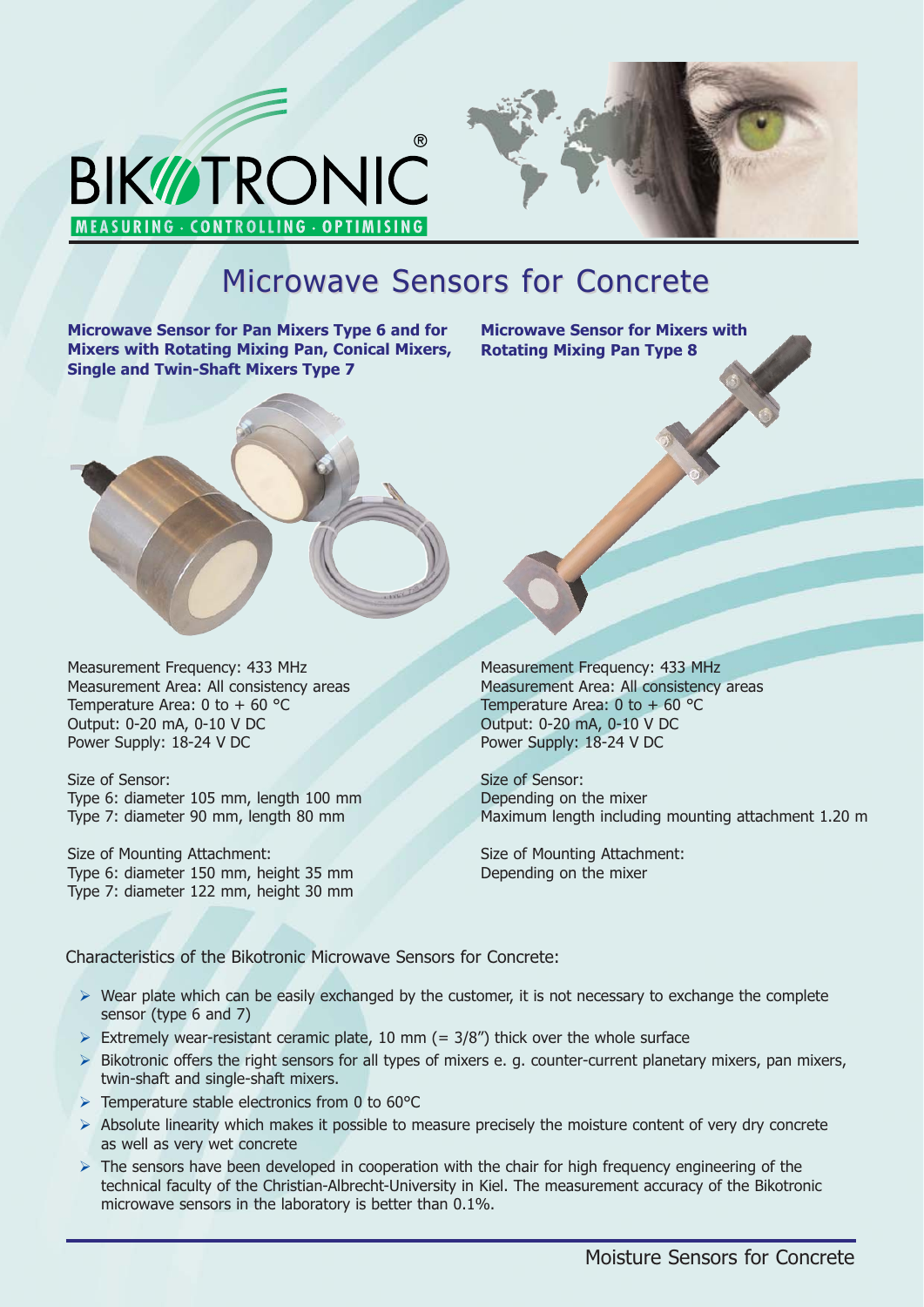BIKOTRONIC®

MEASURING · CONTROLLING · OPTIMISING

# Microwave Sensors for Concrete

**Microwave Sensor for Pan Mixers Type 6 and for Mixers with Rotating Mixing Pan, Conical Mixers, Single and Twin-Shaft Mixers Type 7**

Measurement Frequency: 433 MHz
Measurement Area: All consistency areas
Temperature Area: 0 to + 60 °C
Output: 0-20 mA, 0-10 V DC
Power Supply: 18-24 V DC

Size of Sensor:
Type 6: diameter 105 mm, length 100 mm
Type 7: diameter 90 mm, length 80 mm

Size of Mounting Attachment:
Type 6: diameter 150 mm, height 35 mm
Type 7: diameter 122 mm, height 30 mm

**Microwave Sensor for Mixers with Rotating Mixing Pan Type 8**

Measurement Frequency: 433 MHz
Measurement Area: All consistency areas
Temperature Area: 0 to + 60 °C
Output: 0-20 mA, 0-10 V DC
Power Supply: 18-24 V DC

Size of Sensor:
Depending on the mixer
Maximum length including mounting attachment 1.20 m

Size of Mounting Attachment:
Depending on the mixer

Characteristics of the Bikotronic Microwave Sensors for Concrete:

- Wear plate which can be easily exchanged by the customer, it is not necessary to exchange the complete sensor (type 6 and 7)
- Extremely wear-resistant ceramic plate, 10 mm (= 3/8") thick over the whole surface
- Bikotronic offers the right sensors for all types of mixers e. g. counter-current planetary mixers, pan mixers, twin-shaft and single-shaft mixers.
- Temperature stable electronics from 0 to 60°C
- Absolute linearity which makes it possible to measure precisely the moisture content of very dry concrete as well as very wet concrete
- The sensors have been developed in cooperation with the chair for high frequency engineering of the technical faculty of the Christian-Albrecht-University in Kiel. The measurement accuracy of the Bikotronic microwave sensors in the laboratory is better than 0.1%.

Moisture Sensors for Concrete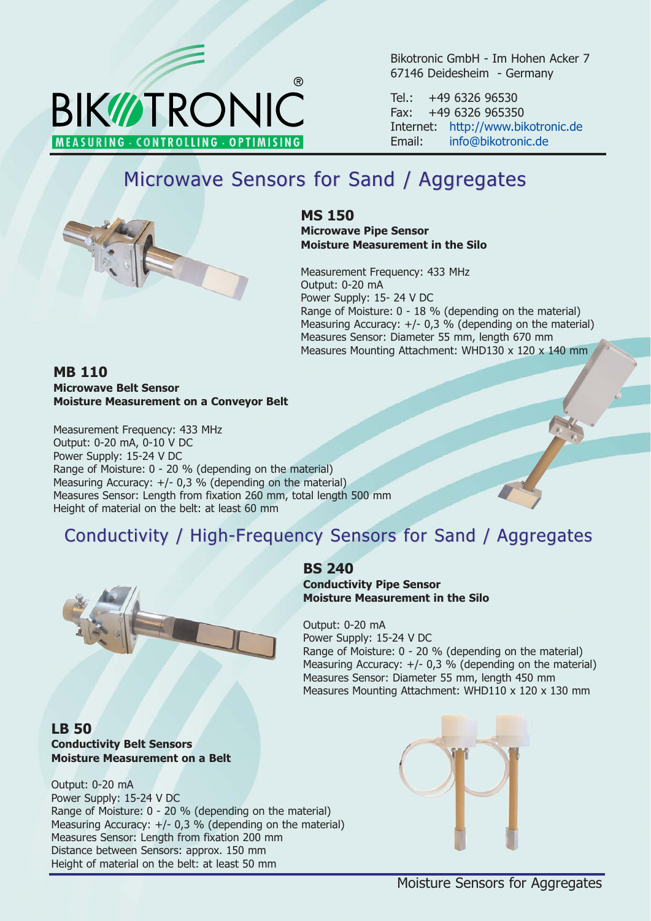Bikotronic GmbH - Im Hohen Acker 7
67146 Deidesheim - Germany

Tel.: +49 6326 96530
Fax: +49 6326 965350
Internet: http://www.bikotronic.de
Email: info@bikotronic.de

# Microwave Sensors for Sand / Aggregates

## MS 150

**Microwave Pipe Sensor**
**Moisture Measurement in the Silo**

Measurement Frequency: 433 MHz
Output: 0-20 mA
Power Supply: 15- 24 V DC
Range of Moisture: 0 - 18 % (depending on the material)
Measuring Accuracy: +/- 0,3 % (depending on the material)
Measures Sensor: Diameter 55 mm, length 670 mm
Measures Mounting Attachment: WHD130 x 120 x 140 mm

## MB 110

**Microwave Belt Sensor**
**Moisture Measurement on a Conveyor Belt**

Measurement Frequency: 433 MHz
Output: 0-20 mA, 0-10 V DC
Power Supply: 15-24 V DC
Range of Moisture: 0 - 20 % (depending on the material)
Measuring Accuracy: +/- 0,3 % (depending on the material)
Measures Sensor: Length from fixation 260 mm, total length 500 mm
Height of material on the belt: at least 60 mm

# Conductivity / High-Frequency Sensors for Sand / Aggregates

## BS 240

**Conductivity Pipe Sensor**
**Moisture Measurement in the Silo**

Output: 0-20 mA
Power Supply: 15-24 V DC
Range of Moisture: 0 - 20 % (depending on the material)
Measuring Accuracy: +/- 0,3 % (depending on the material)
Measures Sensor: Diameter 55 mm, length 450 mm
Measures Mounting Attachment: WHD110 x 120 x 130 mm

## LB 50

**Conductivity Belt Sensors**
**Moisture Measurement on a Belt**

Output: 0-20 mA
Power Supply: 15-24 V DC
Range of Moisture: 0 - 20 % (depending on the material)
Measuring Accuracy: +/- 0,3 % (depending on the material)
Measures Sensor: Length from fixation 200 mm
Distance between Sensors: approx. 150 mm
Height of material on the belt: at least 50 mm

Moisture Sensors for Aggregates